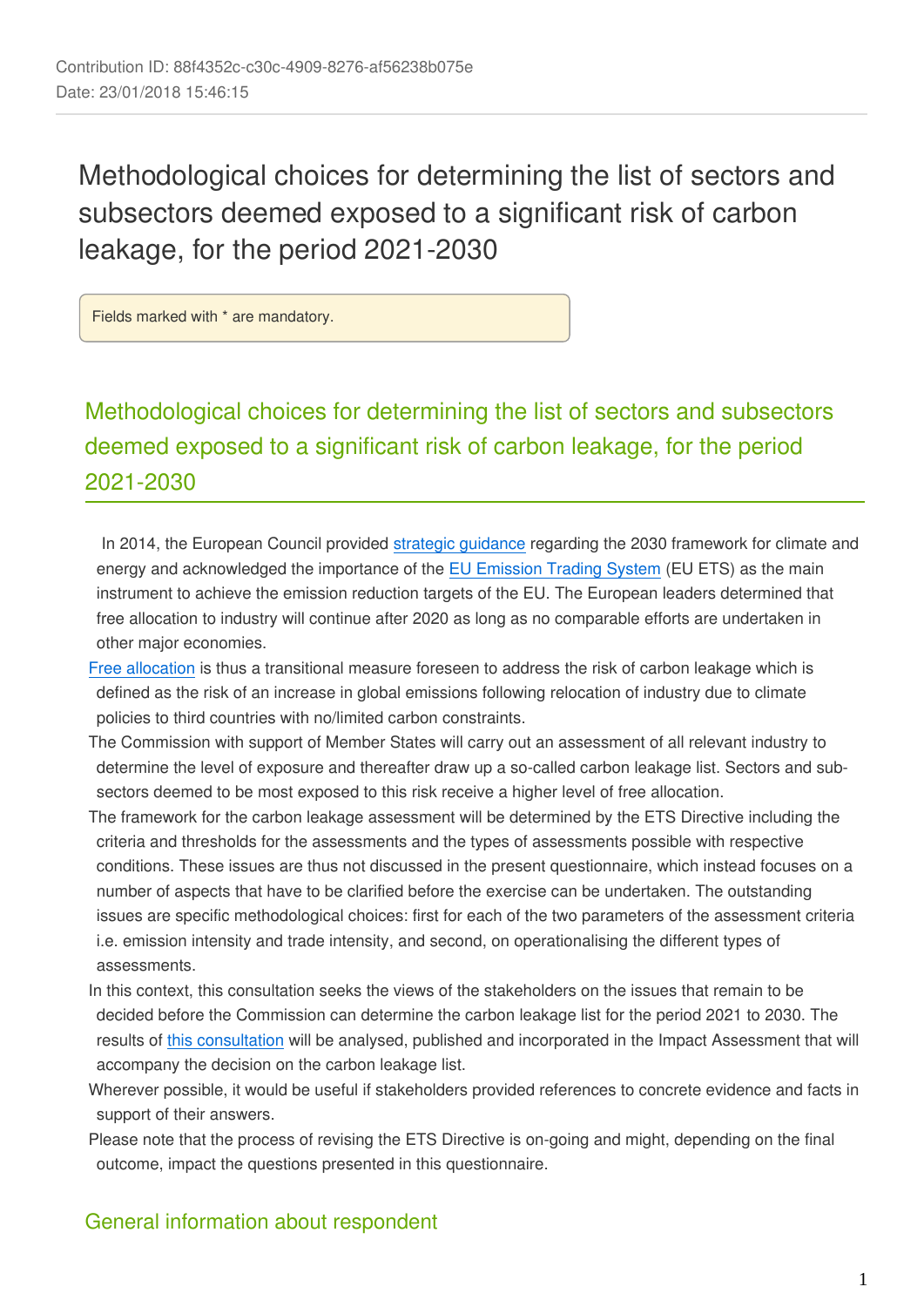Contribution ID: 88f4352c-c30c-4909-8276-af56238b075e
Date: 23/01/2018 15:46:15

# Methodological choices for determining the list of sectors and subsectors deemed exposed to a significant risk of carbon leakage, for the period 2021-2030

Fields marked with * are mandatory.

## Methodological choices for determining the list of sectors and subsectors deemed exposed to a significant risk of carbon leakage, for the period 2021-2030

In 2014, the European Council provided strategic guidance regarding the 2030 framework for climate and energy and acknowledged the importance of the EU Emission Trading System (EU ETS) as the main instrument to achieve the emission reduction targets of the EU. The European leaders determined that free allocation to industry will continue after 2020 as long as no comparable efforts are undertaken in other major economies.

Free allocation is thus a transitional measure foreseen to address the risk of carbon leakage which is defined as the risk of an increase in global emissions following relocation of industry due to climate policies to third countries with no/limited carbon constraints.

The Commission with support of Member States will carry out an assessment of all relevant industry to determine the level of exposure and thereafter draw up a so-called carbon leakage list. Sectors and sub-sectors deemed to be most exposed to this risk receive a higher level of free allocation.

The framework for the carbon leakage assessment will be determined by the ETS Directive including the criteria and thresholds for the assessments and the types of assessments possible with respective conditions. These issues are thus not discussed in the present questionnaire, which instead focuses on a number of aspects that have to be clarified before the exercise can be undertaken. The outstanding issues are specific methodological choices: first for each of the two parameters of the assessment criteria i.e. emission intensity and trade intensity, and second, on operationalising the different types of assessments.

In this context, this consultation seeks the views of the stakeholders on the issues that remain to be decided before the Commission can determine the carbon leakage list for the period 2021 to 2030. The results of this consultation will be analysed, published and incorporated in the Impact Assessment that will accompany the decision on the carbon leakage list.

Wherever possible, it would be useful if stakeholders provided references to concrete evidence and facts in support of their answers.

Please note that the process of revising the ETS Directive is on-going and might, depending on the final outcome, impact the questions presented in this questionnaire.

## General information about respondent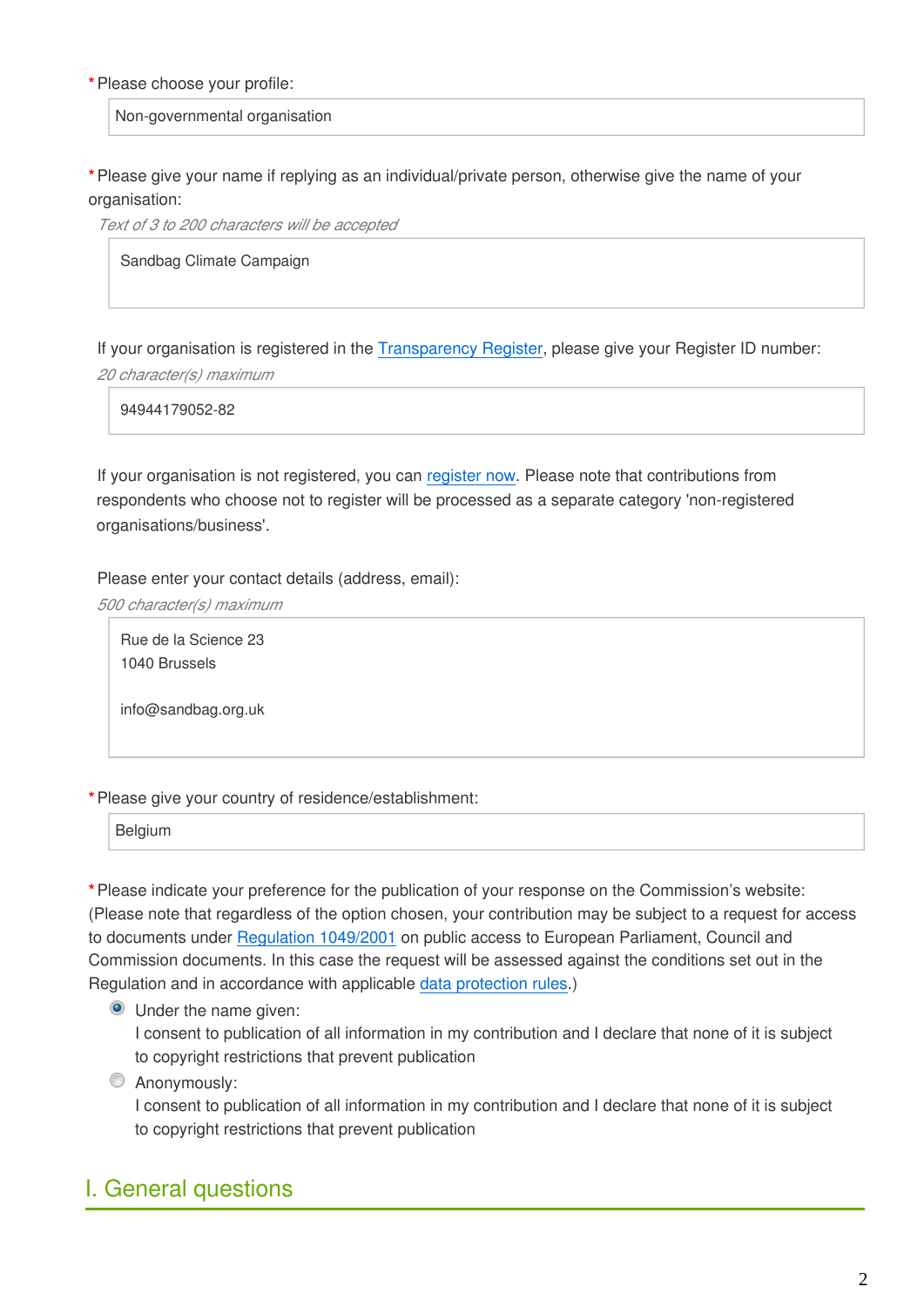*Please choose your profile:

Non-governmental organisation

*Please give your name if replying as an individual/private person, otherwise give the name of your organisation:

*Text of 3 to 200 characters will be accepted*

Sandbag Climate Campaign

If your organisation is registered in the Transparency Register, please give your Register ID number:

*20 character(s) maximum*

94944179052-82

If your organisation is not registered, you can register now. Please note that contributions from respondents who choose not to register will be processed as a separate category 'non-registered organisations/business'.

Please enter your contact details (address, email):

*500 character(s) maximum*

Rue de la Science 23
1040 Brussels

info@sandbag.org.uk

*Please give your country of residence/establishment:

Belgium

*Please indicate your preference for the publication of your response on the Commission's website:
(Please note that regardless of the option chosen, your contribution may be subject to a request for access to documents under Regulation 1049/2001 on public access to European Parliament, Council and Commission documents. In this case the request will be assessed against the conditions set out in the Regulation and in accordance with applicable data protection rules.)

- (●) Under the name given:
  I consent to publication of all information in my contribution and I declare that none of it is subject to copyright restrictions that prevent publication
- ( ) Anonymously:
  I consent to publication of all information in my contribution and I declare that none of it is subject to copyright restrictions that prevent publication

## I. General questions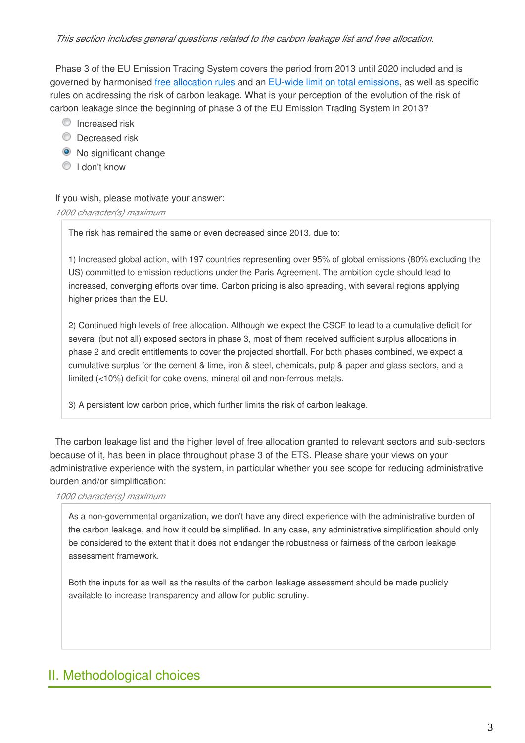*This section includes general questions related to the carbon leakage list and free allocation.*

Phase 3 of the EU Emission Trading System covers the period from 2013 until 2020 included and is governed by harmonised free allocation rules and an EU-wide limit on total emissions, as well as specific rules on addressing the risk of carbon leakage. What is your perception of the evolution of the risk of carbon leakage since the beginning of phase 3 of the EU Emission Trading System in 2013?

- ○ Increased risk
- ○ Decreased risk
- ◉ No significant change
- ○ I don't know

If you wish, please motivate your answer:

*1000 character(s) maximum*

> The risk has remained the same or even decreased since 2013, due to:
>
> 1) Increased global action, with 197 countries representing over 95% of global emissions (80% excluding the US) committed to emission reductions under the Paris Agreement. The ambition cycle should lead to increased, converging efforts over time. Carbon pricing is also spreading, with several regions applying higher prices than the EU.
>
> 2) Continued high levels of free allocation. Although we expect the CSCF to lead to a cumulative deficit for several (but not all) exposed sectors in phase 3, most of them received sufficient surplus allocations in phase 2 and credit entitlements to cover the projected shortfall. For both phases combined, we expect a cumulative surplus for the cement & lime, iron & steel, chemicals, pulp & paper and glass sectors, and a limited (<10%) deficit for coke ovens, mineral oil and non-ferrous metals.
>
> 3) A persistent low carbon price, which further limits the risk of carbon leakage.

The carbon leakage list and the higher level of free allocation granted to relevant sectors and sub-sectors because of it, has been in place throughout phase 3 of the ETS. Please share your views on your administrative experience with the system, in particular whether you see scope for reducing administrative burden and/or simplification:

*1000 character(s) maximum*

> As a non-governmental organization, we don't have any direct experience with the administrative burden of the carbon leakage, and how it could be simplified. In any case, any administrative simplification should only be considered to the extent that it does not endanger the robustness or fairness of the carbon leakage assessment framework.
>
> Both the inputs for as well as the results of the carbon leakage assessment should be made publicly available to increase transparency and allow for public scrutiny.

## II. Methodological choices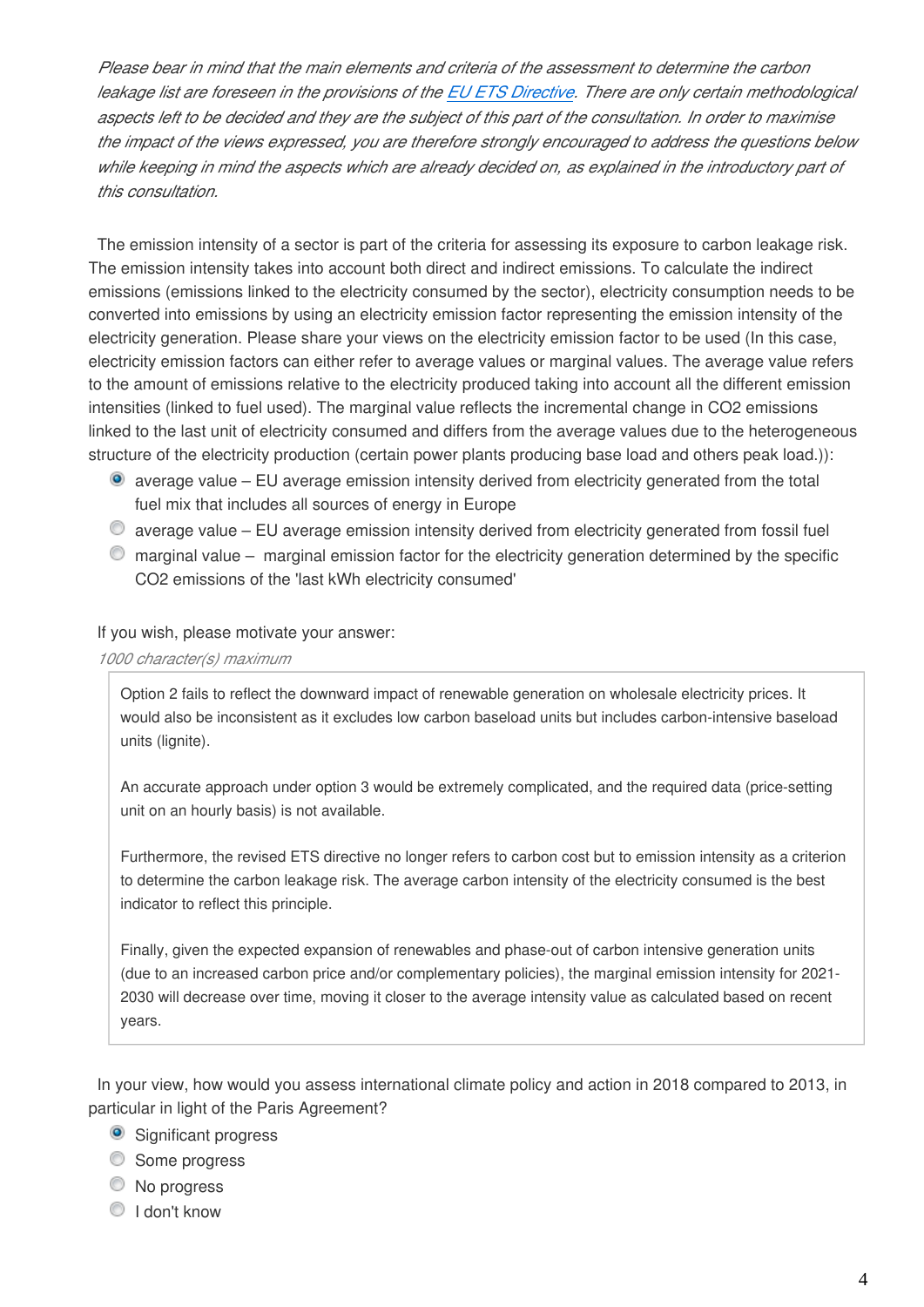*Please bear in mind that the main elements and criteria of the assessment to determine the carbon leakage list are foreseen in the provisions of the [EU ETS Directive](). There are only certain methodological aspects left to be decided and they are the subject of this part of the consultation. In order to maximise the impact of the views expressed, you are therefore strongly encouraged to address the questions below while keeping in mind the aspects which are already decided on, as explained in the introductory part of this consultation.*

The emission intensity of a sector is part of the criteria for assessing its exposure to carbon leakage risk. The emission intensity takes into account both direct and indirect emissions. To calculate the indirect emissions (emissions linked to the electricity consumed by the sector), electricity consumption needs to be converted into emissions by using an electricity emission factor representing the emission intensity of the electricity generation. Please share your views on the electricity emission factor to be used (In this case, electricity emission factors can either refer to average values or marginal values. The average value refers to the amount of emissions relative to the electricity produced taking into account all the different emission intensities (linked to fuel used). The marginal value reflects the incremental change in $CO_2$ emissions linked to the last unit of electricity consumed and differs from the average values due to the heterogeneous structure of the electricity production (certain power plants producing base load and others peak load.)):

- (●) average value – EU average emission intensity derived from electricity generated from the total fuel mix that includes all sources of energy in Europe
- ( ) average value – EU average emission intensity derived from electricity generated from fossil fuel
- ( ) marginal value – marginal emission factor for the electricity generation determined by the specific $CO_2$ emissions of the 'last kWh electricity consumed'

If you wish, please motivate your answer:

*1000 character(s) maximum*

> Option 2 fails to reflect the downward impact of renewable generation on wholesale electricity prices. It would also be inconsistent as it excludes low carbon baseload units but includes carbon-intensive baseload units (lignite).
>
> An accurate approach under option 3 would be extremely complicated, and the required data (price-setting unit on an hourly basis) is not available.
>
> Furthermore, the revised ETS directive no longer refers to carbon cost but to emission intensity as a criterion to determine the carbon leakage risk. The average carbon intensity of the electricity consumed is the best indicator to reflect this principle.
>
> Finally, given the expected expansion of renewables and phase-out of carbon intensive generation units (due to an increased carbon price and/or complementary policies), the marginal emission intensity for 2021-2030 will decrease over time, moving it closer to the average intensity value as calculated based on recent years.

In your view, how would you assess international climate policy and action in 2018 compared to 2013, in particular in light of the Paris Agreement?

- (●) Significant progress
- ( ) Some progress
- ( ) No progress
- ( ) I don't know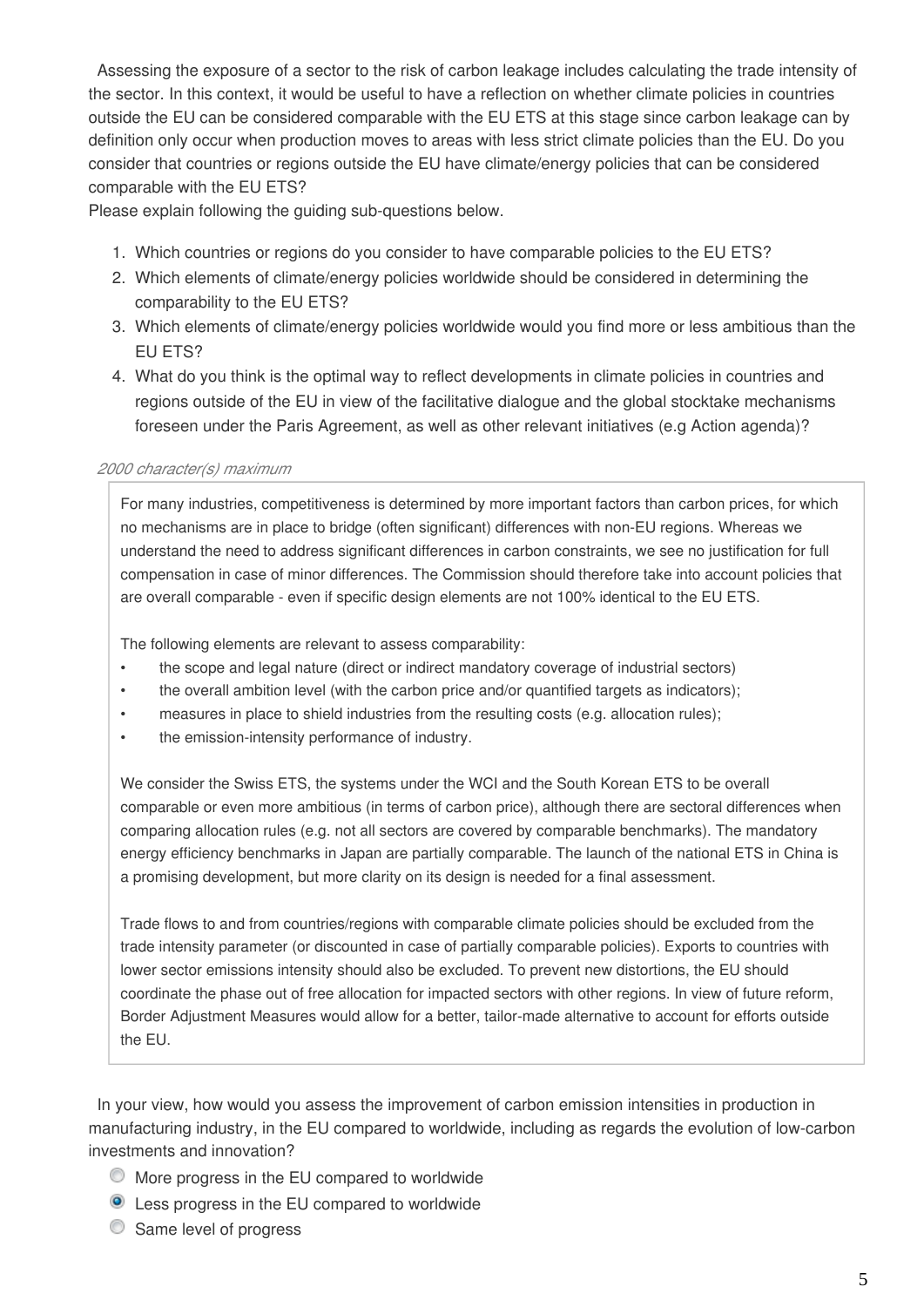Assessing the exposure of a sector to the risk of carbon leakage includes calculating the trade intensity of the sector. In this context, it would be useful to have a reflection on whether climate policies in countries outside the EU can be considered comparable with the EU ETS at this stage since carbon leakage can by definition only occur when production moves to areas with less strict climate policies than the EU. Do you consider that countries or regions outside the EU have climate/energy policies that can be considered comparable with the EU ETS?

Please explain following the guiding sub-questions below.

1. Which countries or regions do you consider to have comparable policies to the EU ETS?
2. Which elements of climate/energy policies worldwide should be considered in determining the comparability to the EU ETS?
3. Which elements of climate/energy policies worldwide would you find more or less ambitious than the EU ETS?
4. What do you think is the optimal way to reflect developments in climate policies in countries and regions outside of the EU in view of the facilitative dialogue and the global stocktake mechanisms foreseen under the Paris Agreement, as well as other relevant initiatives (e.g Action agenda)?

*2000 character(s) maximum*

For many industries, competitiveness is determined by more important factors than carbon prices, for which no mechanisms are in place to bridge (often significant) differences with non-EU regions. Whereas we understand the need to address significant differences in carbon constraints, we see no justification for full compensation in case of minor differences. The Commission should therefore take into account policies that are overall comparable - even if specific design elements are not 100% identical to the EU ETS.

The following elements are relevant to assess comparability:

- the scope and legal nature (direct or indirect mandatory coverage of industrial sectors)
- the overall ambition level (with the carbon price and/or quantified targets as indicators);
- measures in place to shield industries from the resulting costs (e.g. allocation rules);
- the emission-intensity performance of industry.

We consider the Swiss ETS, the systems under the WCI and the South Korean ETS to be overall comparable or even more ambitious (in terms of carbon price), although there are sectoral differences when comparing allocation rules (e.g. not all sectors are covered by comparable benchmarks). The mandatory energy efficiency benchmarks in Japan are partially comparable. The launch of the national ETS in China is a promising development, but more clarity on its design is needed for a final assessment.

Trade flows to and from countries/regions with comparable climate policies should be excluded from the trade intensity parameter (or discounted in case of partially comparable policies). Exports to countries with lower sector emissions intensity should also be excluded. To prevent new distortions, the EU should coordinate the phase out of free allocation for impacted sectors with other regions. In view of future reform, Border Adjustment Measures would allow for a better, tailor-made alternative to account for efforts outside the EU.

In your view, how would you assess the improvement of carbon emission intensities in production in manufacturing industry, in the EU compared to worldwide, including as regards the evolution of low-carbon investments and innovation?

- ○ More progress in the EU compared to worldwide
- ◉ Less progress in the EU compared to worldwide
- ○ Same level of progress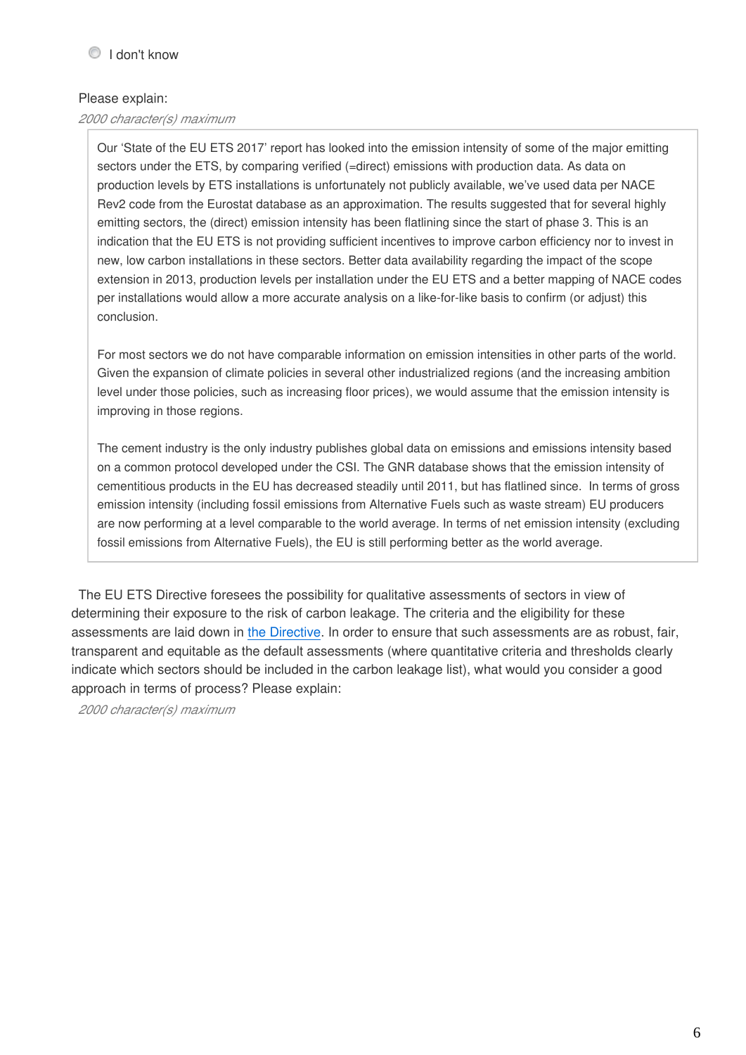- I don't know

Please explain:

*2000 character(s) maximum*

Our 'State of the EU ETS 2017' report has looked into the emission intensity of some of the major emitting sectors under the ETS, by comparing verified (=direct) emissions with production data. As data on production levels by ETS installations is unfortunately not publicly available, we've used data per NACE Rev2 code from the Eurostat database as an approximation. The results suggested that for several highly emitting sectors, the (direct) emission intensity has been flatlining since the start of phase 3. This is an indication that the EU ETS is not providing sufficient incentives to improve carbon efficiency nor to invest in new, low carbon installations in these sectors. Better data availability regarding the impact of the scope extension in 2013, production levels per installation under the EU ETS and a better mapping of NACE codes per installations would allow a more accurate analysis on a like-for-like basis to confirm (or adjust) this conclusion.

For most sectors we do not have comparable information on emission intensities in other parts of the world. Given the expansion of climate policies in several other industrialized regions (and the increasing ambition level under those policies, such as increasing floor prices), we would assume that the emission intensity is improving in those regions.

The cement industry is the only industry publishes global data on emissions and emissions intensity based on a common protocol developed under the CSI. The GNR database shows that the emission intensity of cementitious products in the EU has decreased steadily until 2011, but has flatlined since. In terms of gross emission intensity (including fossil emissions from Alternative Fuels such as waste stream) EU producers are now performing at a level comparable to the world average. In terms of net emission intensity (excluding fossil emissions from Alternative Fuels), the EU is still performing better as the world average.

The EU ETS Directive foresees the possibility for qualitative assessments of sectors in view of determining their exposure to the risk of carbon leakage. The criteria and the eligibility for these assessments are laid down in the Directive. In order to ensure that such assessments are as robust, fair, transparent and equitable as the default assessments (where quantitative criteria and thresholds clearly indicate which sectors should be included in the carbon leakage list), what would you consider a good approach in terms of process? Please explain:

*2000 character(s) maximum*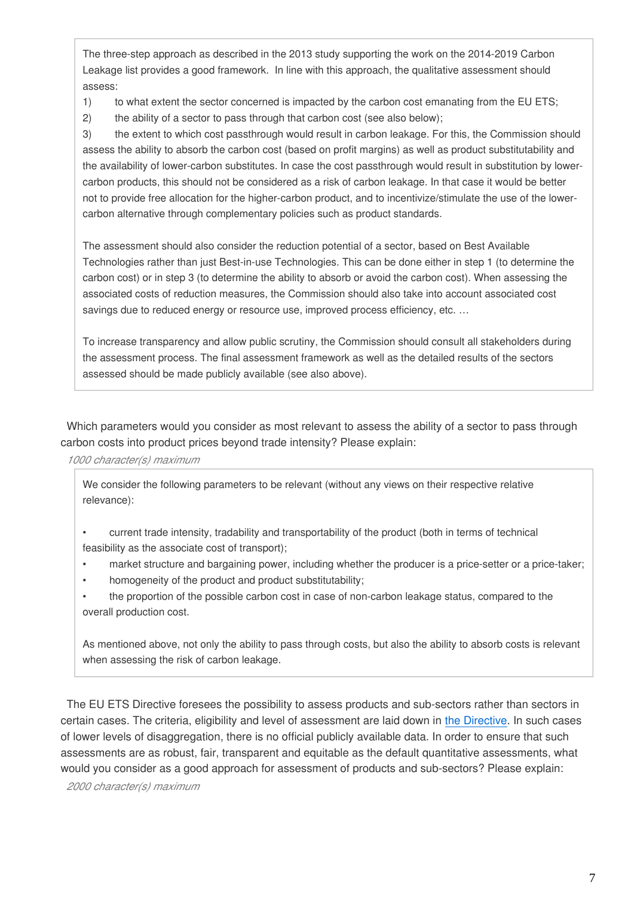The three-step approach as described in the 2013 study supporting the work on the 2014-2019 Carbon Leakage list provides a good framework. In line with this approach, the qualitative assessment should assess:

1) to what extent the sector concerned is impacted by the carbon cost emanating from the EU ETS;
2) the ability of a sector to pass through that carbon cost (see also below);
3) the extent to which cost passthrough would result in carbon leakage. For this, the Commission should assess the ability to absorb the carbon cost (based on profit margins) as well as product substitutability and the availability of lower-carbon substitutes. In case the cost passthrough would result in substitution by lower-carbon products, this should not be considered as a risk of carbon leakage. In that case it would be better not to provide free allocation for the higher-carbon product, and to incentivize/stimulate the use of the lower-carbon alternative through complementary policies such as product standards.

The assessment should also consider the reduction potential of a sector, based on Best Available Technologies rather than just Best-in-use Technologies. This can be done either in step 1 (to determine the carbon cost) or in step 3 (to determine the ability to absorb or avoid the carbon cost). When assessing the associated costs of reduction measures, the Commission should also take into account associated cost savings due to reduced energy or resource use, improved process efficiency, etc. …

To increase transparency and allow public scrutiny, the Commission should consult all stakeholders during the assessment process. The final assessment framework as well as the detailed results of the sectors assessed should be made publicly available (see also above).

Which parameters would you consider as most relevant to assess the ability of a sector to pass through carbon costs into product prices beyond trade intensity? Please explain:

*1000 character(s) maximum*

We consider the following parameters to be relevant (without any views on their respective relative relevance):

- current trade intensity, tradability and transportability of the product (both in terms of technical feasibility as the associate cost of transport);
- market structure and bargaining power, including whether the producer is a price-setter or a price-taker;
- homogeneity of the product and product substitutability;
- the proportion of the possible carbon cost in case of non-carbon leakage status, compared to the overall production cost.

As mentioned above, not only the ability to pass through costs, but also the ability to absorb costs is relevant when assessing the risk of carbon leakage.

The EU ETS Directive foresees the possibility to assess products and sub-sectors rather than sectors in certain cases. The criteria, eligibility and level of assessment are laid down in the Directive. In such cases of lower levels of disaggregation, there is no official publicly available data. In order to ensure that such assessments are as robust, fair, transparent and equitable as the default quantitative assessments, what would you consider as a good approach for assessment of products and sub-sectors? Please explain:

*2000 character(s) maximum*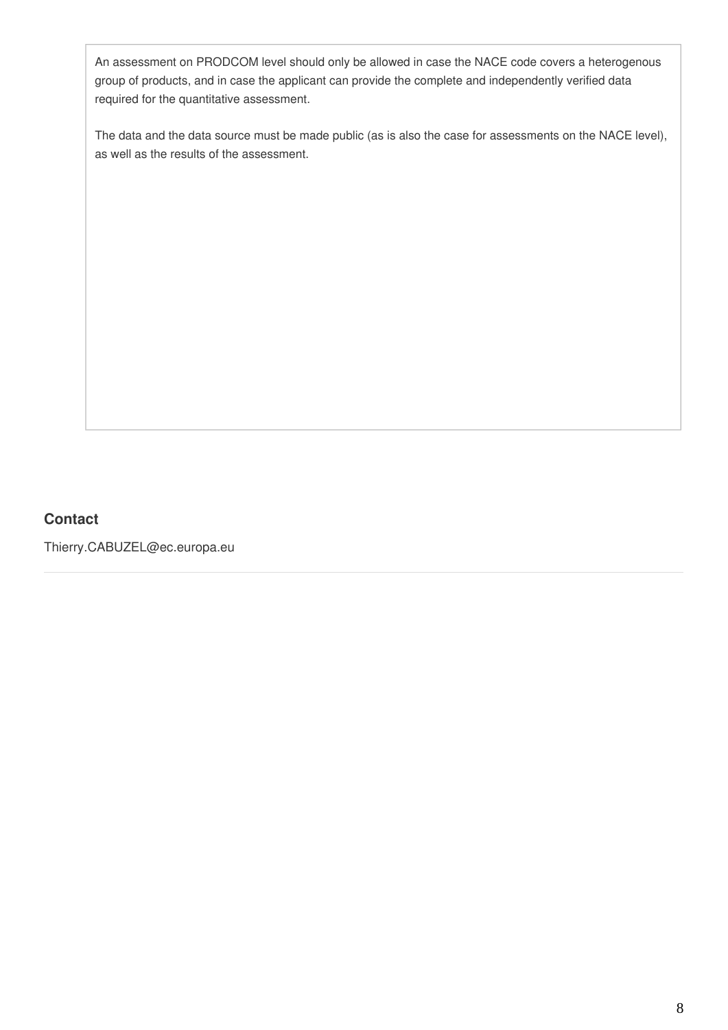An assessment on PRODCOM level should only be allowed in case the NACE code covers a heterogenous group of products, and in case the applicant can provide the complete and independently verified data required for the quantitative assessment.

The data and the data source must be made public (as is also the case for assessments on the NACE level), as well as the results of the assessment.

### Contact

Thierry.CABUZEL@ec.europa.eu